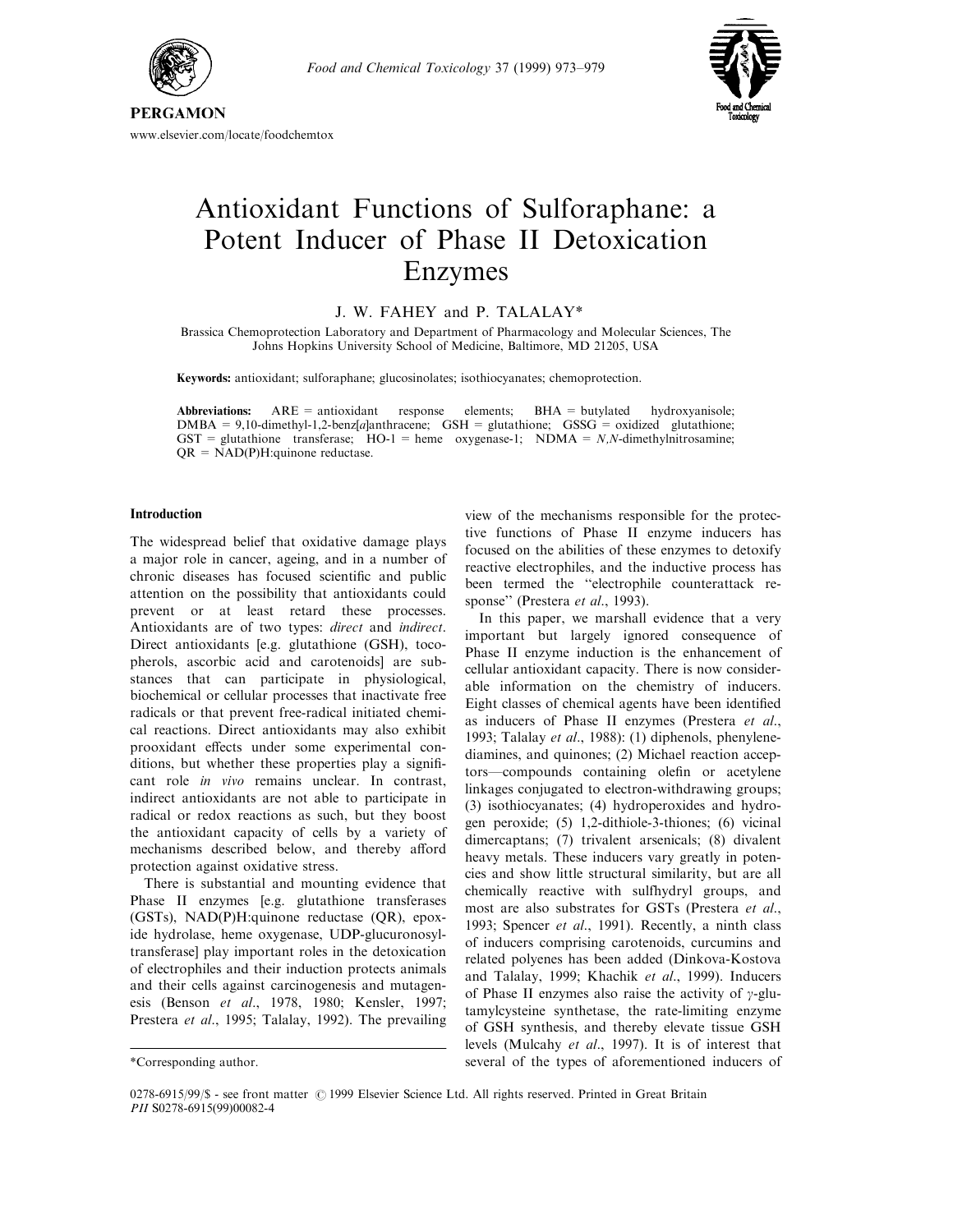# Antioxidant Functions of Sulforaphane: a Potent Inducer of Phase II Detoxication Enzymes

J. W. FAHEY and P. TALALAY*

Brassica Chemoprotection Laboratory and Department of Pharmacology and Molecular Sciences, The Johns Hopkins University School of Medicine, Baltimore, MD 21205, USA

**Keywords:** antioxidant; sulforaphane; glucosinolates; isothiocyanates; chemoprotection.

**Abbreviations:** ARE = antioxidant response elements; BHA = butylated hydroxyanisole; DMBA = 9,10-dimethyl-1,2-benz[*a*]anthracene; GSH = glutathione; GSSG = oxidized glutathione; GST = glutathione transferase; HO-1 = heme oxygenase-1; NDMA = *N*,*N*-dimethylnitrosamine; QR = NAD(P)H:quinone reductase.

## Introduction

The widespread belief that oxidative damage plays a major role in cancer, ageing, and in a number of chronic diseases has focused scientific and public attention on the possibility that antioxidants could prevent or at least retard these processes. Antioxidants are of two types: *direct* and *indirect*. Direct antioxidants [e.g. glutathione (GSH), tocopherols, ascorbic acid and carotenoids] are substances that can participate in physiological, biochemical or cellular processes that inactivate free radicals or that prevent free-radical initiated chemical reactions. Direct antioxidants may also exhibit prooxidant effects under some experimental conditions, but whether these properties play a significant role *in vivo* remains unclear. In contrast, indirect antioxidants are not able to participate in radical or redox reactions as such, but they boost the antioxidant capacity of cells by a variety of mechanisms described below, and thereby afford protection against oxidative stress.

There is substantial and mounting evidence that Phase II enzymes [e.g. glutathione transferases (GSTs), NAD(P)H:quinone reductase (QR), epoxide hydrolase, heme oxygenase, UDP-glucuronosyltransferase] play important roles in the detoxication of electrophiles and their induction protects animals and their cells against carcinogenesis and mutagenesis (Benson *et al*., 1978, 1980; Kensler, 1997; Prestera *et al*., 1995; Talalay, 1992). The prevailing view of the mechanisms responsible for the protective functions of Phase II enzyme inducers has focused on the abilities of these enzymes to detoxify reactive electrophiles, and the inductive process has been termed the "electrophile counterattack response" (Prestera *et al*., 1993).

In this paper, we marshall evidence that a very important but largely ignored consequence of Phase II enzyme induction is the enhancement of cellular antioxidant capacity. There is now considerable information on the chemistry of inducers. Eight classes of chemical agents have been identified as inducers of Phase II enzymes (Prestera *et al*., 1993; Talalay *et al*., 1988): (1) diphenols, phenylenediamines, and quinones; (2) Michael reaction acceptors—compounds containing olefin or acetylene linkages conjugated to electron-withdrawing groups; (3) isothiocyanates; (4) hydroperoxides and hydrogen peroxide; (5) 1,2-dithiole-3-thiones; (6) vicinal dimercaptans; (7) trivalent arsenicals; (8) divalent heavy metals. These inducers vary greatly in potencies and show little structural similarity, but are all chemically reactive with sulfhydryl groups, and most are also substrates for GSTs (Prestera *et al*., 1993; Spencer *et al*., 1991). Recently, a ninth class of inducers comprising carotenoids, curcumins and related polyenes has been added (Dinkova-Kostova and Talalay, 1999; Khachik *et al*., 1999). Inducers of Phase II enzymes also raise the activity of $\gamma$-glutamylcysteine synthetase, the rate-limiting enzyme of GSH synthesis, and thereby elevate tissue GSH levels (Mulcahy *et al*., 1997). It is of interest that several of the types of aforementioned inducers of

*Corresponding author.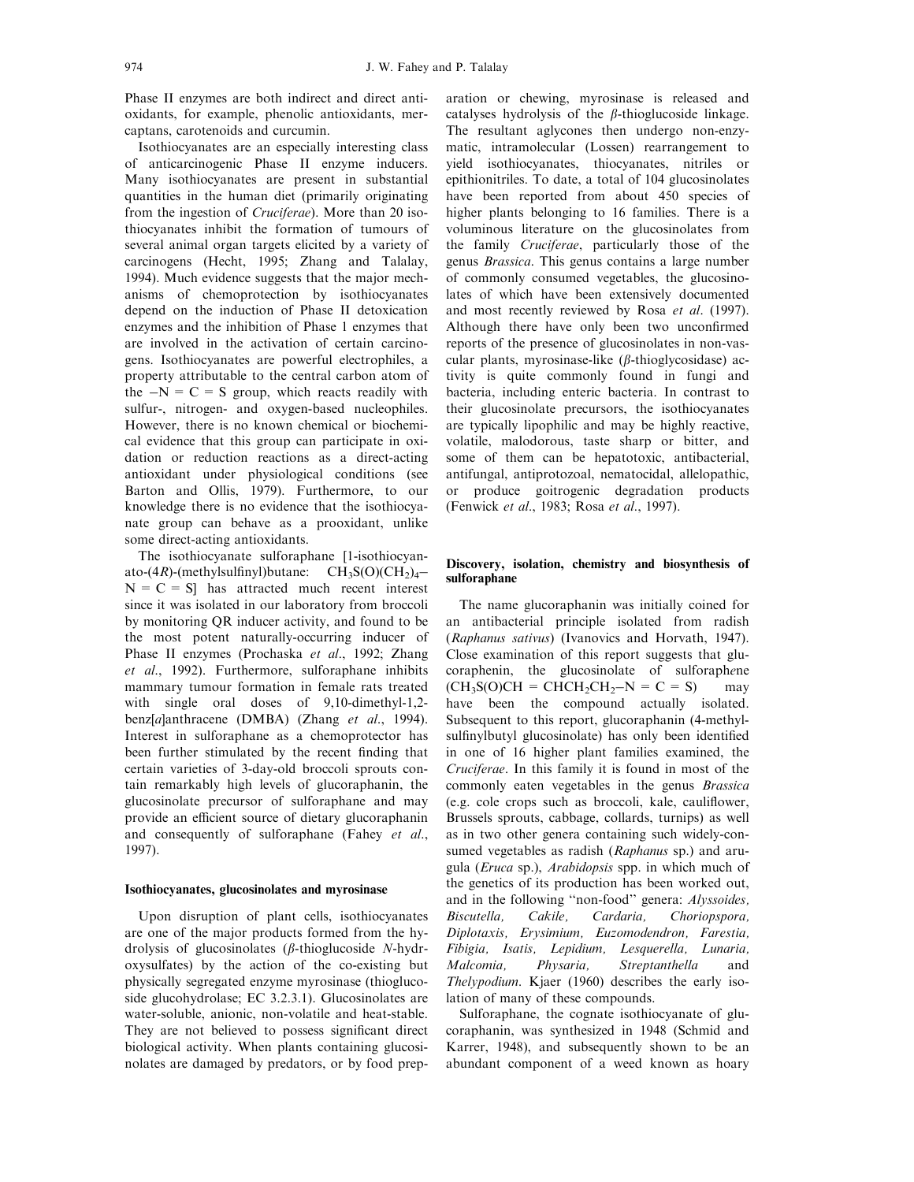Phase II enzymes are both indirect and direct antioxidants, for example, phenolic antioxidants, mercaptans, carotenoids and curcumin.

Isothiocyanates are an especially interesting class of anticarcinogenic Phase II enzyme inducers. Many isothiocyanates are present in substantial quantities in the human diet (primarily originating from the ingestion of *Cruciferae*). More than 20 isothiocyanates inhibit the formation of tumours of several animal organ targets elicited by a variety of carcinogens (Hecht, 1995; Zhang and Talalay, 1994). Much evidence suggests that the major mechanisms of chemoprotection by isothiocyanates depend on the induction of Phase II detoxication enzymes and the inhibition of Phase 1 enzymes that are involved in the activation of certain carcinogens. Isothiocyanates are powerful electrophiles, a property attributable to the central carbon atom of the $-N=C=S$ group, which reacts readily with sulfur-, nitrogen- and oxygen-based nucleophiles. However, there is no known chemical or biochemical evidence that this group can participate in oxidation or reduction reactions as a direct-acting antioxidant under physiological conditions (see Barton and Ollis, 1979). Furthermore, to our knowledge there is no evidence that the isothiocyanate group can behave as a prooxidant, unlike some direct-acting antioxidants.

The isothiocyanate sulforaphane [1-isothiocyanato-(4*R*)-(methylsulfinyl)butane: $CH_3S(O)(CH_2)_4-N=C=S$] has attracted much recent interest since it was isolated in our laboratory from broccoli by monitoring QR inducer activity, and found to be the most potent naturally-occurring inducer of Phase II enzymes (Prochaska *et al*., 1992; Zhang *et al*., 1992). Furthermore, sulforaphane inhibits mammary tumour formation in female rats treated with single oral doses of 9,10-dimethyl-1,2-benz[*a*]anthracene (DMBA) (Zhang *et al*., 1994). Interest in sulforaphane as a chemoprotector has been further stimulated by the recent finding that certain varieties of 3-day-old broccoli sprouts contain remarkably high levels of glucoraphanin, the glucosinolate precursor of sulforaphane and may provide an efficient source of dietary glucoraphanin and consequently of sulforaphane (Fahey *et al*., 1997).

### Isothiocyanates, glucosinolates and myrosinase

Upon disruption of plant cells, isothiocyanates are one of the major products formed from the hydrolysis of glucosinolates (β-thioglucoside *N*-hydroxysulfates) by the action of the co-existing but physically segregated enzyme myrosinase (thioglucoside glucohydrolase; EC 3.2.3.1). Glucosinolates are water-soluble, anionic, non-volatile and heat-stable. They are not believed to possess significant direct biological activity. When plants containing glucosinolates are damaged by predators, or by food preparation or chewing, myrosinase is released and catalyses hydrolysis of the β-thioglucoside linkage. The resultant aglycones then undergo non-enzymatic, intramolecular (Lossen) rearrangement to yield isothiocyanates, thiocyanates, nitriles or epithionitriles. To date, a total of 104 glucosinolates have been reported from about 450 species of higher plants belonging to 16 families. There is a voluminous literature on the glucosinolates from the family *Cruciferae*, particularly those of the genus *Brassica*. This genus contains a large number of commonly consumed vegetables, the glucosinolates of which have been extensively documented and most recently reviewed by Rosa *et al*. (1997). Although there have only been two unconfirmed reports of the presence of glucosinolates in non-vascular plants, myrosinase-like (β-thioglycosidase) activity is quite commonly found in fungi and bacteria, including enteric bacteria. In contrast to their glucosinolate precursors, the isothiocyanates are typically lipophilic and may be highly reactive, volatile, malodorous, taste sharp or bitter, and some of them can be hepatotoxic, antibacterial, antifungal, antiprotozoal, nematocidal, allelopathic, or produce goitrogenic degradation products (Fenwick *et al*., 1983; Rosa *et al*., 1997).

### Discovery, isolation, chemistry and biosynthesis of sulforaphane

The name glucoraphanin was initially coined for an antibacterial principle isolated from radish (*Raphanus sativus*) (Ivanovics and Horvath, 1947). Close examination of this report suggests that glucoraphenin, the glucosinolate of sulforaph*e*ne ($CH_3S(O)CH=CHCH_2CH_2-N=C=S$) may have been the compound actually isolated. Subsequent to this report, glucoraphanin (4-methylsulfinylbutyl glucosinolate) has only been identified in one of 16 higher plant families examined, the *Cruciferae*. In this family it is found in most of the commonly eaten vegetables in the genus *Brassica* (e.g. cole crops such as broccoli, kale, cauliflower, Brussels sprouts, cabbage, collards, turnips) as well as in two other genera containing such widely-consumed vegetables as radish (*Raphanus* sp.) and arugula (*Eruca* sp.), *Arabidopsis* spp. in which much of the genetics of its production has been worked out, and in the following "non-food" genera: *Alyssoides, Biscutella, Cakile, Cardaria, Choriopspora, Diplotaxis, Erysimium, Euzomodendron, Farestia, Fibigia, Isatis, Lepidium, Lesquerella, Lunaria, Malcomia, Physaria, Streptanthella* and *Thelypodium*. Kjaer (1960) describes the early isolation of many of these compounds.

Sulforaphane, the cognate isothiocyanate of glucoraphanin, was synthesized in 1948 (Schmid and Karrer, 1948), and subsequently shown to be an abundant component of a weed known as hoary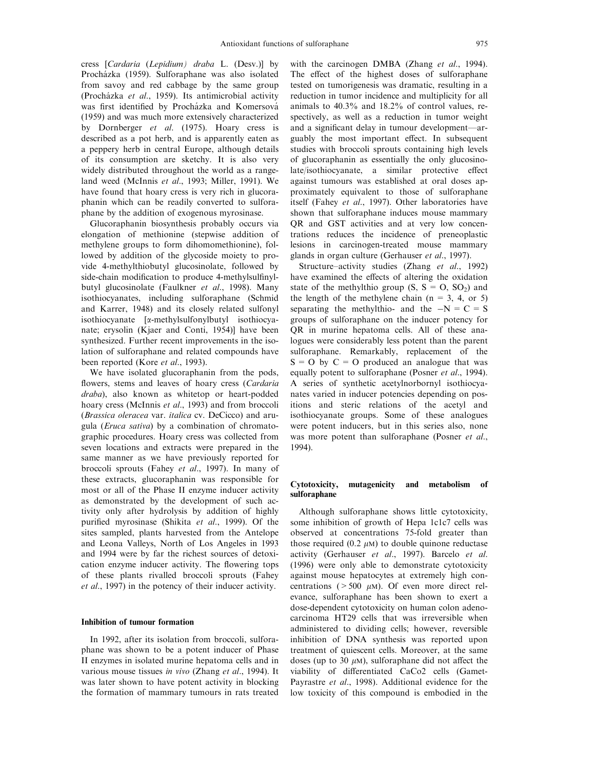cress [*Cardaria* (*Lepidium*) *draba* L. (Desv.)] by Procházka (1959). Sulforaphane was also isolated from savoy and red cabbage by the same group (Procházka *et al*., 1959). Its antimicrobial activity was first identified by Procházka and Komersová (1959) and was much more extensively characterized by Dornberger *et al*. (1975). Hoary cress is described as a pot herb, and is apparently eaten as a peppery herb in central Europe, although details of its consumption are sketchy. It is also very widely distributed throughout the world as a rangeland weed (McInnis *et al*., 1993; Miller, 1991). We have found that hoary cress is very rich in glucoraphanin which can be readily converted to sulforaphane by the addition of exogenous myrosinase.

Glucoraphanin biosynthesis probably occurs via elongation of methionine (stepwise addition of methylene groups to form dihomomethionine), followed by addition of the glycoside moiety to provide 4-methylthiobutyl glucosinolate, followed by side-chain modification to produce 4-methylsulfinylbutyl glucosinolate (Faulkner *et al*., 1998). Many isothiocyanates, including sulforaphane (Schmid and Karrer, 1948) and its closely related sulfonyl isothiocyanate [$\alpha$-methylsulfonylbutyl isothiocyanate; erysolin (Kjaer and Conti, 1954)] have been synthesized. Further recent improvements in the isolation of sulforaphane and related compounds have been reported (Kore *et al*., 1993).

We have isolated glucoraphanin from the pods, flowers, stems and leaves of hoary cress (*Cardaria draba*), also known as whitetop or heart-podded hoary cress (McInnis *et al*., 1993) and from broccoli (*Brassica oleracea* var. *italica* cv. DeCicco) and arugula (*Eruca sativa*) by a combination of chromatographic procedures. Hoary cress was collected from seven locations and extracts were prepared in the same manner as we have previously reported for broccoli sprouts (Fahey *et al*., 1997). In many of these extracts, glucoraphanin was responsible for most or all of the Phase II enzyme inducer activity as demonstrated by the development of such activity only after hydrolysis by addition of highly purified myrosinase (Shikita *et al*., 1999). Of the sites sampled, plants harvested from the Antelope and Leona Valleys, North of Los Angeles in 1993 and 1994 were by far the richest sources of detoxication enzyme inducer activity. The flowering tops of these plants rivalled broccoli sprouts (Fahey *et al*., 1997) in the potency of their inducer activity.

## Inhibition of tumour formation

In 1992, after its isolation from broccoli, sulforaphane was shown to be a potent inducer of Phase II enzymes in isolated murine hepatoma cells and in various mouse tissues *in vivo* (Zhang *et al*., 1994). It was later shown to have potent activity in blocking the formation of mammary tumours in rats treated with the carcinogen DMBA (Zhang *et al*., 1994). The effect of the highest doses of sulforaphane tested on tumorigenesis was dramatic, resulting in a reduction in tumor incidence and multiplicity for all animals to 40.3% and 18.2% of control values, respectively, as well as a reduction in tumor weight and a significant delay in tumour development—arguably the most important effect. In subsequent studies with broccoli sprouts containing high levels of glucoraphanin as essentially the only glucosinolate/isothiocyanate, a similar protective effect against tumours was established at oral doses approximately equivalent to those of sulforaphane itself (Fahey *et al*., 1997). Other laboratories have shown that sulforaphane induces mouse mammary QR and GST activities and at very low concentrations reduces the incidence of preneoplastic lesions in carcinogen-treated mouse mammary glands in organ culture (Gerhauser *et al*., 1997).

Structure–activity studies (Zhang *et al*., 1992) have examined the effects of altering the oxidation state of the methylthio group (S, S = O, $SO_2$) and the length of the methylene chain (n = 3, 4, or 5) separating the methylthio- and the $-N=C=S$ groups of sulforaphane on the inducer potency for QR in murine hepatoma cells. All of these analogues were considerably less potent than the parent sulforaphane. Remarkably, replacement of the S = O by C = O produced an analogue that was equally potent to sulforaphane (Posner *et al*., 1994). A series of synthetic acetylnorbornyl isothiocyanates varied in inducer potencies depending on positions and steric relations of the acetyl and isothiocyanate groups. Some of these analogues were potent inducers, but in this series also, none was more potent than sulforaphane (Posner *et al*., 1994).

## Cytotoxicity, mutagenicity and metabolism of sulforaphane

Although sulforaphane shows little cytotoxicity, some inhibition of growth of Hepa 1c1c7 cells was observed at concentrations 75-fold greater than those required (0.2 $\mu$M) to double quinone reductase activity (Gerhauser *et al*., 1997). Barcelo *et al*. (1996) were only able to demonstrate cytotoxicity against mouse hepatocytes at extremely high concentrations (> 500 $\mu$M). Of even more direct relevance, sulforaphane has been shown to exert a dose-dependent cytotoxicity on human colon adenocarcinoma HT29 cells that was irreversible when administered to dividing cells; however, reversible inhibition of DNA synthesis was reported upon treatment of quiescent cells. Moreover, at the same doses (up to 30 $\mu$M), sulforaphane did not affect the viability of differentiated CaCo2 cells (Gamet-Payrastre *et al*., 1998). Additional evidence for the low toxicity of this compound is embodied in the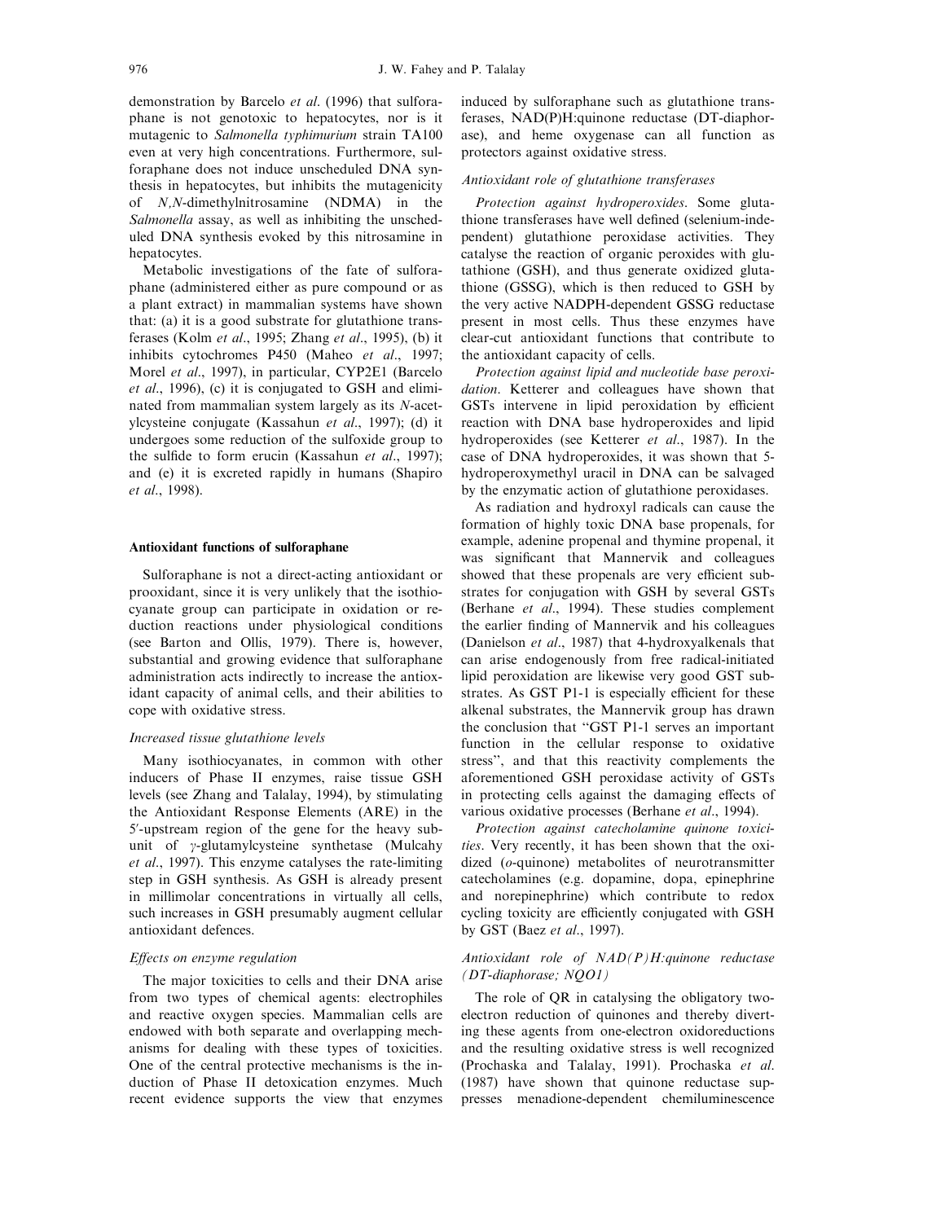demonstration by Barcelo *et al*. (1996) that sulforaphane is not genotoxic to hepatocytes, nor is it mutagenic to *Salmonella typhimurium* strain TA100 even at very high concentrations. Furthermore, sulforaphane does not induce unscheduled DNA synthesis in hepatocytes, but inhibits the mutagenicity of *N,N*-dimethylnitrosamine (NDMA) in the *Salmonella* assay, as well as inhibiting the unscheduled DNA synthesis evoked by this nitrosamine in hepatocytes.

Metabolic investigations of the fate of sulforaphane (administered either as pure compound or as a plant extract) in mammalian systems have shown that: (a) it is a good substrate for glutathione transferases (Kolm *et al*., 1995; Zhang *et al*., 1995), (b) it inhibits cytochromes P450 (Maheo *et al*., 1997; Morel *et al*., 1997), in particular, CYP2E1 (Barcelo *et al*., 1996), (c) it is conjugated to GSH and eliminated from mammalian system largely as its *N*-acetylcysteine conjugate (Kassahun *et al*., 1997); (d) it undergoes some reduction of the sulfoxide group to the sulfide to form erucin (Kassahun *et al*., 1997); and (e) it is excreted rapidly in humans (Shapiro *et al*., 1998).

## Antioxidant functions of sulforaphane

Sulforaphane is not a direct-acting antioxidant or prooxidant, since it is very unlikely that the isothiocyanate group can participate in oxidation or reduction reactions under physiological conditions (see Barton and Ollis, 1979). There is, however, substantial and growing evidence that sulforaphane administration acts indirectly to increase the antioxidant capacity of animal cells, and their abilities to cope with oxidative stress.

### *Increased tissue glutathione levels*

Many isothiocyanates, in common with other inducers of Phase II enzymes, raise tissue GSH levels (see Zhang and Talalay, 1994), by stimulating the Antioxidant Response Elements (ARE) in the 5′-upstream region of the gene for the heavy subunit of $\gamma$-glutamylcysteine synthetase (Mulcahy *et al*., 1997). This enzyme catalyses the rate-limiting step in GSH synthesis. As GSH is already present in millimolar concentrations in virtually all cells, such increases in GSH presumably augment cellular antioxidant defences.

### *Effects on enzyme regulation*

The major toxicities to cells and their DNA arise from two types of chemical agents: electrophiles and reactive oxygen species. Mammalian cells are endowed with both separate and overlapping mechanisms for dealing with these types of toxicities. One of the central protective mechanisms is the induction of Phase II detoxication enzymes. Much recent evidence supports the view that enzymes induced by sulforaphane such as glutathione transferases, NAD(P)H:quinone reductase (DT-diaphorase), and heme oxygenase can all function as protectors against oxidative stress.

### *Antioxidant role of glutathione transferases*

*Protection against hydroperoxides*. Some glutathione transferases have well defined (selenium-independent) glutathione peroxidase activities. They catalyse the reaction of organic peroxides with glutathione (GSH), and thus generate oxidized glutathione (GSSG), which is then reduced to GSH by the very active NADPH-dependent GSSG reductase present in most cells. Thus these enzymes have clear-cut antioxidant functions that contribute to the antioxidant capacity of cells.

*Protection against lipid and nucleotide base peroxidation*. Ketterer and colleagues have shown that GSTs intervene in lipid peroxidation by efficient reaction with DNA base hydroperoxides and lipid hydroperoxides (see Ketterer *et al*., 1987). In the case of DNA hydroperoxides, it was shown that 5-hydroperoxymethyl uracil in DNA can be salvaged by the enzymatic action of glutathione peroxidases.

As radiation and hydroxyl radicals can cause the formation of highly toxic DNA base propenals, for example, adenine propenal and thymine propenal, it was significant that Mannervik and colleagues showed that these propenals are very efficient substrates for conjugation with GSH by several GSTs (Berhane *et al*., 1994). These studies complement the earlier finding of Mannervik and his colleagues (Danielson *et al*., 1987) that 4-hydroxyalkenals that can arise endogenously from free radical-initiated lipid peroxidation are likewise very good GST substrates. As GST P1-1 is especially efficient for these alkenal substrates, the Mannervik group has drawn the conclusion that "GST P1-1 serves an important function in the cellular response to oxidative stress", and that this reactivity complements the aforementioned GSH peroxidase activity of GSTs in protecting cells against the damaging effects of various oxidative processes (Berhane *et al*., 1994).

*Protection against catecholamine quinone toxicities*. Very recently, it has been shown that the oxidized (*o*-quinone) metabolites of neurotransmitter catecholamines (e.g. dopamine, dopa, epinephrine and norepinephrine) which contribute to redox cycling toxicity are efficiently conjugated with GSH by GST (Baez *et al*., 1997).

### *Antioxidant role of NAD(P)H:quinone reductase (DT-diaphorase; NQO1)*

The role of QR in catalysing the obligatory two-electron reduction of quinones and thereby diverting these agents from one-electron oxidoreductions and the resulting oxidative stress is well recognized (Prochaska and Talalay, 1991). Prochaska *et al*. (1987) have shown that quinone reductase suppresses menadione-dependent chemiluminescence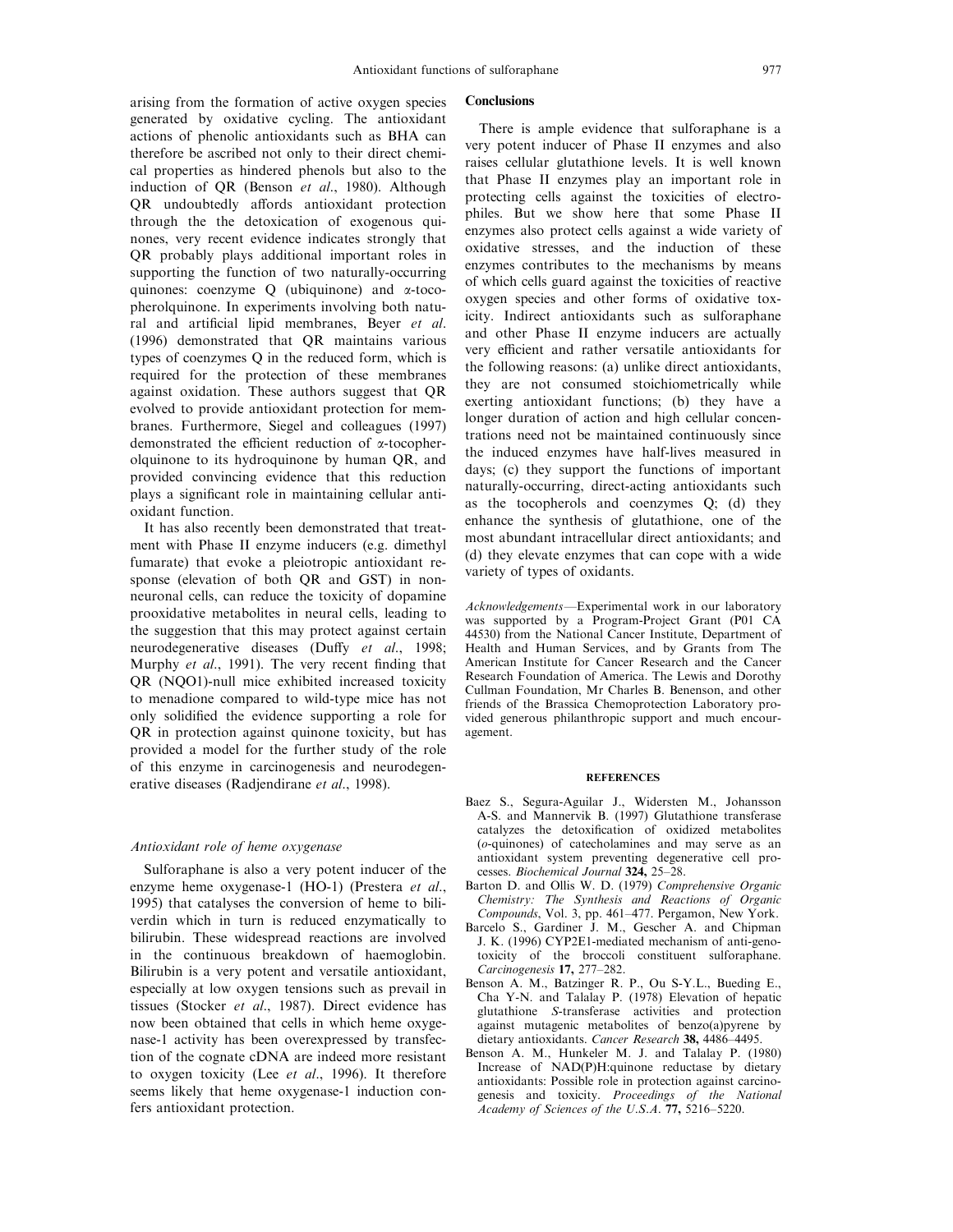arising from the formation of active oxygen species generated by oxidative cycling. The antioxidant actions of phenolic antioxidants such as BHA can therefore be ascribed not only to their direct chemical properties as hindered phenols but also to the induction of QR (Benson *et al*., 1980). Although QR undoubtedly affords antioxidant protection through the the detoxication of exogenous quinones, very recent evidence indicates strongly that QR probably plays additional important roles in supporting the function of two naturally-occurring quinones: coenzyme Q (ubiquinone) and α-tocopherolquinone. In experiments involving both natural and artificial lipid membranes, Beyer *et al*. (1996) demonstrated that QR maintains various types of coenzymes Q in the reduced form, which is required for the protection of these membranes against oxidation. These authors suggest that QR evolved to provide antioxidant protection for membranes. Furthermore, Siegel and colleagues (1997) demonstrated the efficient reduction of α-tocopherolquinone to its hydroquinone by human QR, and provided convincing evidence that this reduction plays a significant role in maintaining cellular antioxidant function.

It has also recently been demonstrated that treatment with Phase II enzyme inducers (e.g. dimethyl fumarate) that evoke a pleiotropic antioxidant response (elevation of both QR and GST) in nonneuronal cells, can reduce the toxicity of dopamine prooxidative metabolites in neural cells, leading to the suggestion that this may protect against certain neurodegenerative diseases (Duffy *et al*., 1998; Murphy *et al*., 1991). The very recent finding that QR (NQO1)-null mice exhibited increased toxicity to menadione compared to wild-type mice has not only solidified the evidence supporting a role for QR in protection against quinone toxicity, but has provided a model for the further study of the role of this enzyme in carcinogenesis and neurodegenerative diseases (Radjendirane *et al*., 1998).

### *Antioxidant role of heme oxygenase*

Sulforaphane is also a very potent inducer of the enzyme heme oxygenase-1 (HO-1) (Prestera *et al*., 1995) that catalyses the conversion of heme to biliverdin which in turn is reduced enzymatically to bilirubin. These widespread reactions are involved in the continuous breakdown of haemoglobin. Bilirubin is a very potent and versatile antioxidant, especially at low oxygen tensions such as prevail in tissues (Stocker *et al*., 1987). Direct evidence has now been obtained that cells in which heme oxygenase-1 activity has been overexpressed by transfection of the cognate cDNA are indeed more resistant to oxygen toxicity (Lee *et al*., 1996). It therefore seems likely that heme oxygenase-1 induction confers antioxidant protection.

## Conclusions

There is ample evidence that sulforaphane is a very potent inducer of Phase II enzymes and also raises cellular glutathione levels. It is well known that Phase II enzymes play an important role in protecting cells against the toxicities of electrophiles. But we show here that some Phase II enzymes also protect cells against a wide variety of oxidative stresses, and the induction of these enzymes contributes to the mechanisms by means of which cells guard against the toxicities of reactive oxygen species and other forms of oxidative toxicity. Indirect antioxidants such as sulforaphane and other Phase II enzyme inducers are actually very efficient and rather versatile antioxidants for the following reasons: (a) unlike direct antioxidants, they are not consumed stoichiometrically while exerting antioxidant functions; (b) they have a longer duration of action and high cellular concentrations need not be maintained continuously since the induced enzymes have half-lives measured in days; (c) they support the functions of important naturally-occurring, direct-acting antioxidants such as the tocopherols and coenzymes Q; (d) they enhance the synthesis of glutathione, one of the most abundant intracellular direct antioxidants; and (d) they elevate enzymes that can cope with a wide variety of types of oxidants.

*Acknowledgements*—Experimental work in our laboratory was supported by a Program-Project Grant (P01 CA 44530) from the National Cancer Institute, Department of Health and Human Services, and by Grants from The American Institute for Cancer Research and the Cancer Research Foundation of America. The Lewis and Dorothy Cullman Foundation, Mr Charles B. Benenson, and other friends of the Brassica Chemoprotection Laboratory provided generous philanthropic support and much encouragement.

## REFERENCES

Baez S., Segura-Aguilar J., Widersten M., Johansson A-S. and Mannervik B. (1997) Glutathione transferase catalyzes the detoxification of oxidized metabolites (*o*-quinones) of catecholamines and may serve as an antioxidant system preventing degenerative cell processes. *Biochemical Journal* **324,** 25–28.

Barton D. and Ollis W. D. (1979) *Comprehensive Organic Chemistry: The Synthesis and Reactions of Organic Compounds*, Vol. 3, pp. 461–477. Pergamon, New York.

Barcelo S., Gardiner J. M., Gescher A. and Chipman J. K. (1996) CYP2E1-mediated mechanism of anti-genotoxicity of the broccoli constituent sulforaphane. *Carcinogenesis* **17,** 277–282.

Benson A. M., Batzinger R. P., Ou S-Y.L., Bueding E., Cha Y-N. and Talalay P. (1978) Elevation of hepatic glutathione *S*-transferase activities and protection against mutagenic metabolites of benzo(a)pyrene by dietary antioxidants. *Cancer Research* **38,** 4486–4495.

Benson A. M., Hunkeler M. J. and Talalay P. (1980) Increase of NAD(P)H:quinone reductase by dietary antioxidants: Possible role in protection against carcinogenesis and toxicity. *Proceedings of the National Academy of Sciences of the U.S.A*. **77,** 5216–5220.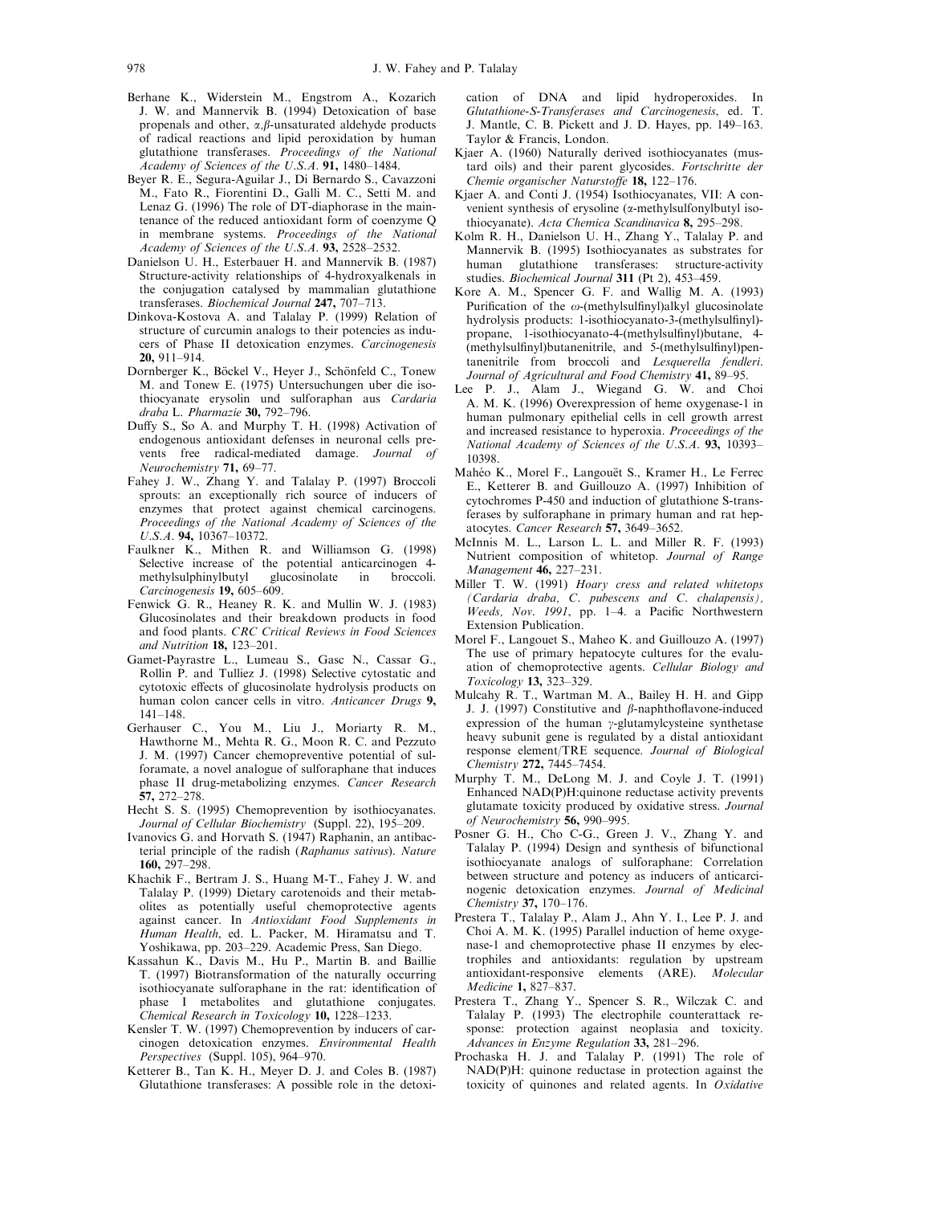Berhane K., Widerstein M., Engstrom A., Kozarich J. W. and Mannervik B. (1994) Detoxication of base propenals and other, α,β-unsaturated aldehyde products of radical reactions and lipid peroxidation by human glutathione transferases. *Proceedings of the National Academy of Sciences of the U.S.A.* **91,** 1480–1484.

Beyer R. E., Segura-Aguilar J., Di Bernardo S., Cavazzoni M., Fato R., Fiorentini D., Galli M. C., Setti M. and Lenaz G. (1996) The role of DT-diaphorase in the maintenance of the reduced antioxidant form of coenzyme Q in membrane systems. *Proceedings of the National Academy of Sciences of the U.S.A.* **93,** 2528–2532.

Danielson U. H., Esterbauer H. and Mannervik B. (1987) Structure-activity relationships of 4-hydroxyalkenals in the conjugation catalysed by mammalian glutathione transferases. *Biochemical Journal* **247,** 707–713.

Dinkova-Kostova A. and Talalay P. (1999) Relation of structure of curcumin analogs to their potencies as inducers of Phase II detoxication enzymes. *Carcinogenesis* **20,** 911–914.

Dornberger K., Böckel V., Heyer J., Schönfeld C., Tonew M. and Tonew E. (1975) Untersuchungen uber die isothiocyanate erysolin und sulforaphan aus *Cardaria draba* L. *Pharmazie* **30,** 792–796.

Duffy S., So A. and Murphy T. H. (1998) Activation of endogenous antioxidant defenses in neuronal cells prevents free radical-mediated damage. *Journal of Neurochemistry* **71,** 69–77.

Fahey J. W., Zhang Y. and Talalay P. (1997) Broccoli sprouts: an exceptionally rich source of inducers of enzymes that protect against chemical carcinogens. *Proceedings of the National Academy of Sciences of the U.S.A.* **94,** 10367–10372.

Faulkner K., Mithen R. and Williamson G. (1998) Selective increase of the potential anticarcinogen 4-methylsulphinylbutyl glucosinolate in broccoli. *Carcinogenesis* **19,** 605–609.

Fenwick G. R., Heaney R. K. and Mullin W. J. (1983) Glucosinolates and their breakdown products in food and food plants. *CRC Critical Reviews in Food Sciences and Nutrition* **18,** 123–201.

Gamet-Payrastre L., Lumeau S., Gasc N., Cassar G., Rollin P. and Tulliez J. (1998) Selective cytostatic and cytotoxic effects of glucosinolate hydrolysis products on human colon cancer cells in vitro. *Anticancer Drugs* **9,** 141–148.

Gerhauser C., You M., Liu J., Moriarty R. M., Hawthorne M., Mehta R. G., Moon R. C. and Pezzuto J. M. (1997) Cancer chemopreventive potential of sulforamate, a novel analogue of sulforaphane that induces phase II drug-metabolizing enzymes. *Cancer Research* **57,** 272–278.

Hecht S. S. (1995) Chemoprevention by isothiocyanates. *Journal of Cellular Biochemistry* (Suppl. 22), 195–209.

Ivanovics G. and Horvath S. (1947) Raphanin, an antibacterial principle of the radish (*Raphanus sativus*). *Nature* **160,** 297–298.

Khachik F., Bertram J. S., Huang M-T., Fahey J. W. and Talalay P. (1999) Dietary carotenoids and their metabolites as potentially useful chemoprotective agents against cancer. In *Antioxidant Food Supplements in Human Health*, ed. L. Packer, M. Hiramatsu and T. Yoshikawa, pp. 203–229. Academic Press, San Diego.

Kassahun K., Davis M., Hu P., Martin B. and Baillie T. (1997) Biotransformation of the naturally occurring isothiocyanate sulforaphane in the rat: identification of phase I metabolites and glutathione conjugates. *Chemical Research in Toxicology* **10,** 1228–1233.

Kensler T. W. (1997) Chemoprevention by inducers of carcinogen detoxication enzymes. *Environmental Health Perspectives* (Suppl. 105), 964–970.

Ketterer B., Tan K. H., Meyer D. J. and Coles B. (1987) Glutathione transferases: A possible role in the detoxication of DNA and lipid hydroperoxides. In *Glutathione-S-Transferases and Carcinogenesis*, ed. T. J. Mantle, C. B. Pickett and J. D. Hayes, pp. 149–163. Taylor & Francis, London.

Kjaer A. (1960) Naturally derived isothiocyanates (mustard oils) and their parent glycosides. *Fortschritte der Chemie organischer Naturstoffe* **18,** 122–176.

Kjaer A. and Conti J. (1954) Isothiocyanates, VII: A convenient synthesis of erysoline (α-methylsulfonylbutyl isothiocyanate). *Acta Chemica Scandinavica* **8,** 295–298.

Kolm R. H., Danielson U. H., Zhang Y., Talalay P. and Mannervik B. (1995) Isothiocyanates as substrates for human glutathione transferases: structure-activity studies. *Biochemical Journal* **311** (Pt 2), 453–459.

Kore A. M., Spencer G. F. and Wallig M. A. (1993) Purification of the ω-(methylsulfinyl)alkyl glucosinolate hydrolysis products: 1-isothiocyanato-3-(methylsulfinyl)-propane, 1-isothiocyanato-4-(methylsulfinyl)butane, 4-(methylsulfinyl)butanenitrile, and 5-(methylsulfinyl)pentanenitrile from broccoli and *Lesquerella fendleri*. *Journal of Agricultural and Food Chemistry* **41,** 89–95.

Lee P. J., Alam J., Wiegand G. W. and Choi A. M. K. (1996) Overexpression of heme oxygenase-1 in human pulmonary epithelial cells in cell growth arrest and increased resistance to hyperoxia. *Proceedings of the National Academy of Sciences of the U.S.A.* **93,** 10393–10398.

Mahéo K., Morel F., Langouët S., Kramer H., Le Ferrec E., Ketterer B. and Guillouzo A. (1997) Inhibition of cytochromes P-450 and induction of glutathione S-transferases by sulforaphane in primary human and rat hepatocytes. *Cancer Research* **57,** 3649–3652.

McInnis M. L., Larson L. L. and Miller R. F. (1993) Nutrient composition of whitetop. *Journal of Range Management* **46,** 227–231.

Miller T. W. (1991) *Hoary cress and related whitetops (Cardaria draba, C. pubescens and C. chalapensis), Weeds, Nov. 1991*, pp. 1–4. a Pacific Northwestern Extension Publication.

Morel F., Langouet S., Maheo K. and Guillouzo A. (1997) The use of primary hepatocyte cultures for the evaluation of chemoprotective agents. *Cellular Biology and Toxicology* **13,** 323–329.

Mulcahy R. T., Wartman M. A., Bailey H. H. and Gipp J. J. (1997) Constitutive and β-naphthoflavone-induced expression of the human γ-glutamylcysteine synthetase heavy subunit gene is regulated by a distal antioxidant response element/TRE sequence. *Journal of Biological Chemistry* **272,** 7445–7454.

Murphy T. M., DeLong M. J. and Coyle J. T. (1991) Enhanced NAD(P)H:quinone reductase activity prevents glutamate toxicity produced by oxidative stress. *Journal of Neurochemistry* **56,** 990–995.

Posner G. H., Cho C-G., Green J. V., Zhang Y. and Talalay P. (1994) Design and synthesis of bifunctional isothiocyanate analogs of sulforaphane: Correlation between structure and potency as inducers of anticarcinogenic detoxication enzymes. *Journal of Medicinal Chemistry* **37,** 170–176.

Prestera T., Talalay P., Alam J., Ahn Y. I., Lee P. J. and Choi A. M. K. (1995) Parallel induction of heme oxygenase-1 and chemoprotective phase II enzymes by electrophiles and antioxidants: regulation by upstream antioxidant-responsive elements (ARE). *Molecular Medicine* **1,** 827–837.

Prestera T., Zhang Y., Spencer S. R., Wilczak C. and Talalay P. (1993) The electrophile counterattack response: protection against neoplasia and toxicity. *Advances in Enzyme Regulation* **33,** 281–296.

Prochaska H. J. and Talalay P. (1991) The role of NAD(P)H: quinone reductase in protection against the toxicity of quinones and related agents. In *Oxidative*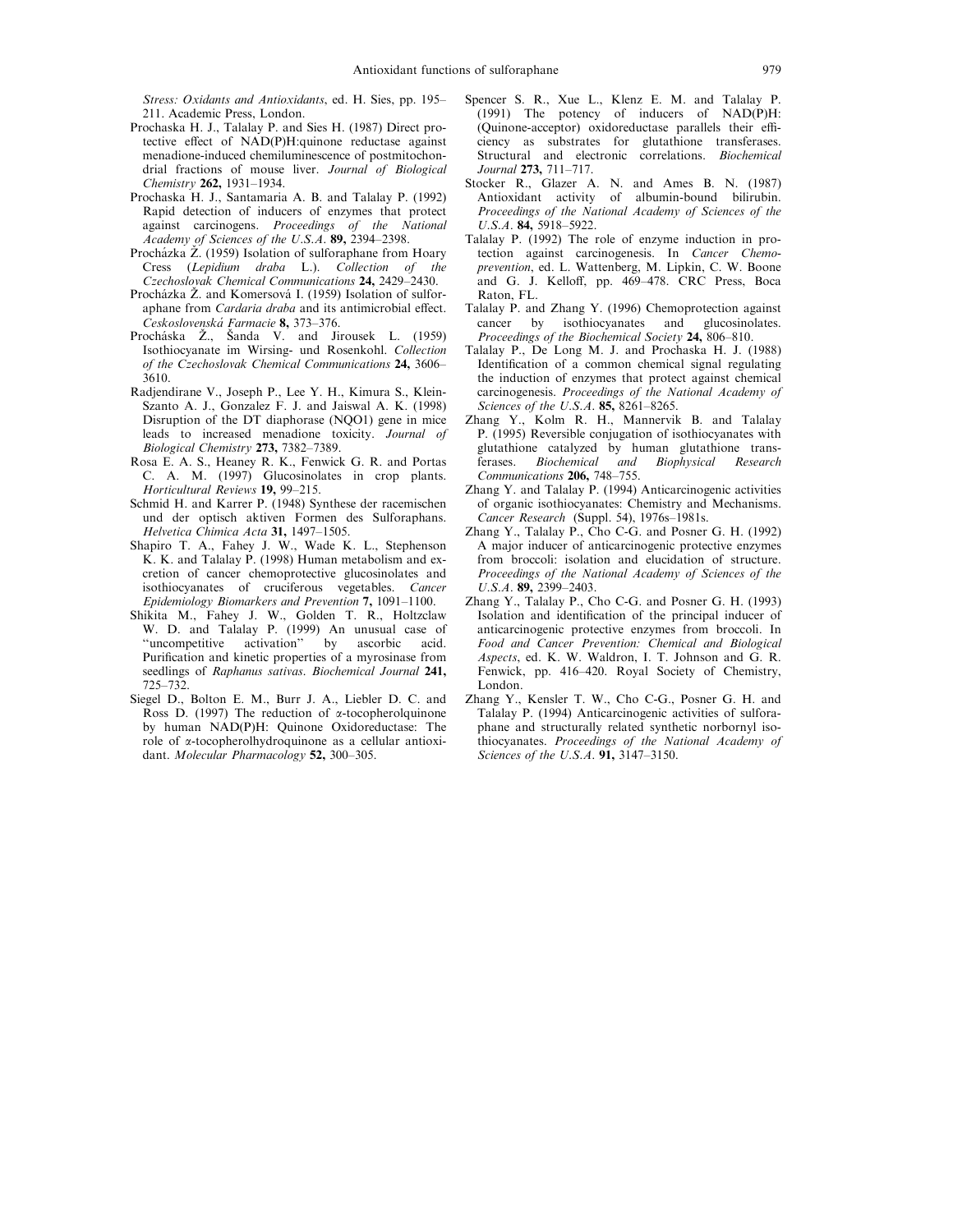*Stress: Oxidants and Antioxidants*, ed. H. Sies, pp. 195–211. Academic Press, London.

Prochaska H. J., Talalay P. and Sies H. (1987) Direct protective effect of NAD(P)H:quinone reductase against menadione-induced chemiluminescence of postmitochondrial fractions of mouse liver. *Journal of Biological Chemistry* **262,** 1931–1934.

Prochaska H. J., Santamaria A. B. and Talalay P. (1992) Rapid detection of inducers of enzymes that protect against carcinogens. *Proceedings of the National Academy of Sciences of the U.S.A.* **89,** 2394–2398.

Procházka Ž. (1959) Isolation of sulforaphane from Hoary Cress (*Lepidium draba* L.). *Collection of the Czechoslovak Chemical Communications* **24,** 2429–2430.

Procházka Ž. and Komersová I. (1959) Isolation of sulforaphane from *Cardaria draba* and its antimicrobial effect. *Ceskoslovenská Farmacie* **8,** 373–376.

Procháska Ž., Šanda V. and Jirousek L. (1959) Isothiocyanate im Wirsing- und Rosenkohl. *Collection of the Czechoslovak Chemical Communications* **24,** 3606–3610.

Radjendirane V., Joseph P., Lee Y. H., Kimura S., Klein-Szanto A. J., Gonzalez F. J. and Jaiswal A. K. (1998) Disruption of the DT diaphorase (NQO1) gene in mice leads to increased menadione toxicity. *Journal of Biological Chemistry* **273,** 7382–7389.

Rosa E. A. S., Heaney R. K., Fenwick G. R. and Portas C. A. M. (1997) Glucosinolates in crop plants. *Horticultural Reviews* **19,** 99–215.

Schmid H. and Karrer P. (1948) Synthese der racemischen und der optisch aktiven Formen des Sulforaphans. *Helvetica Chimica Acta* **31,** 1497–1505.

Shapiro T. A., Fahey J. W., Wade K. L., Stephenson K. K. and Talalay P. (1998) Human metabolism and excretion of cancer chemoprotective glucosinolates and isothiocyanates of cruciferous vegetables. *Cancer Epidemiology Biomarkers and Prevention* **7,** 1091–1100.

Shikita M., Fahey J. W., Golden T. R., Holtzclaw W. D. and Talalay P. (1999) An unusual case of "uncompetitive activation" by ascorbic acid. Purification and kinetic properties of a myrosinase from seedlings of *Raphanus sativas*. *Biochemical Journal* **241,** 725–732.

Siegel D., Bolton E. M., Burr J. A., Liebler D. C. and Ross D. (1997) The reduction of α-tocopherolquinone by human NAD(P)H: Quinone Oxidoreductase: The role of α-tocopherolhydroquinone as a cellular antioxidant. *Molecular Pharmacology* **52,** 300–305.

Spencer S. R., Xue L., Klenz E. M. and Talalay P. (1991) The potency of inducers of NAD(P)H: (Quinone-acceptor) oxidoreductase parallels their efficiency as substrates for glutathione transferases. Structural and electronic correlations. *Biochemical Journal* **273,** 711–717.

Stocker R., Glazer A. N. and Ames B. N. (1987) Antioxidant activity of albumin-bound bilirubin. *Proceedings of the National Academy of Sciences of the U.S.A.* **84,** 5918–5922.

Talalay P. (1992) The role of enzyme induction in protection against carcinogenesis. In *Cancer Chemoprevention*, ed. L. Wattenberg, M. Lipkin, C. W. Boone and G. J. Kelloff, pp. 469–478. CRC Press, Boca Raton, FL.

Talalay P. and Zhang Y. (1996) Chemoprotection against cancer by isothiocyanates and glucosinolates. *Proceedings of the Biochemical Society* **24,** 806–810.

Talalay P., De Long M. J. and Prochaska H. J. (1988) Identification of a common chemical signal regulating the induction of enzymes that protect against chemical carcinogenesis. *Proceedings of the National Academy of Sciences of the U.S.A.* **85,** 8261–8265.

Zhang Y., Kolm R. H., Mannervik B. and Talalay P. (1995) Reversible conjugation of isothiocyanates with glutathione catalyzed by human glutathione transferases. *Biochemical and Biophysical Research Communications* **206,** 748–755.

Zhang Y. and Talalay P. (1994) Anticarcinogenic activities of organic isothiocyanates: Chemistry and Mechanisms. *Cancer Research* (Suppl. 54), 1976s–1981s.

Zhang Y., Talalay P., Cho C-G. and Posner G. H. (1992) A major inducer of anticarcinogenic protective enzymes from broccoli: isolation and elucidation of structure. *Proceedings of the National Academy of Sciences of the U.S.A.* **89,** 2399–2403.

Zhang Y., Talalay P., Cho C-G. and Posner G. H. (1993) Isolation and identification of the principal inducer of anticarcinogenic protective enzymes from broccoli. In *Food and Cancer Prevention: Chemical and Biological Aspects*, ed. K. W. Waldron, I. T. Johnson and G. R. Fenwick, pp. 416–420. Royal Society of Chemistry, London.

Zhang Y., Kensler T. W., Cho C-G., Posner G. H. and Talalay P. (1994) Anticarcinogenic activities of sulforaphane and structurally related synthetic norbornyl isothiocyanates. *Proceedings of the National Academy of Sciences of the U.S.A.* **91,** 3147–3150.